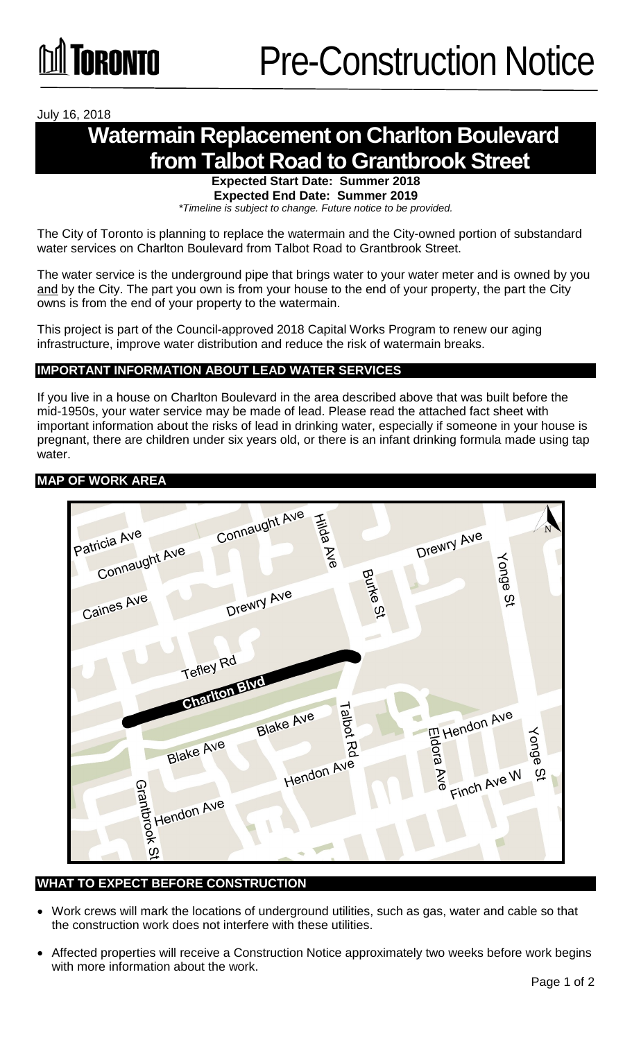# Pre-Construction Notice

July 16, 2018

# Watermain Replacement on Charlton Boulevard from Talbot Road to Grantbrook Street

**Expected Start Date: Summer 2018**
**Expected End Date: Summer 2019**
*\*Timeline is subject to change. Future notice to be provided.*

The City of Toronto is planning to replace the watermain and the City-owned portion of substandard water services on Charlton Boulevard from Talbot Road to Grantbrook Street.

The water service is the underground pipe that brings water to your water meter and is owned by you and by the City. The part you own is from your house to the end of your property, the part the City owns is from the end of your property to the watermain.

This project is part of the Council-approved 2018 Capital Works Program to renew our aging infrastructure, improve water distribution and reduce the risk of watermain breaks.

## IMPORTANT INFORMATION ABOUT LEAD WATER SERVICES

If you live in a house on Charlton Boulevard in the area described above that was built before the mid-1950s, your water service may be made of lead. Please read the attached fact sheet with important information about the risks of lead in drinking water, especially if someone in your house is pregnant, there are children under six years old, or there is an infant drinking formula made using tap water.

## MAP OF WORK AREA

## WHAT TO EXPECT BEFORE CONSTRUCTION

- Work crews will mark the locations of underground utilities, such as gas, water and cable so that the construction work does not interfere with these utilities.
- Affected properties will receive a Construction Notice approximately two weeks before work begins with more information about the work.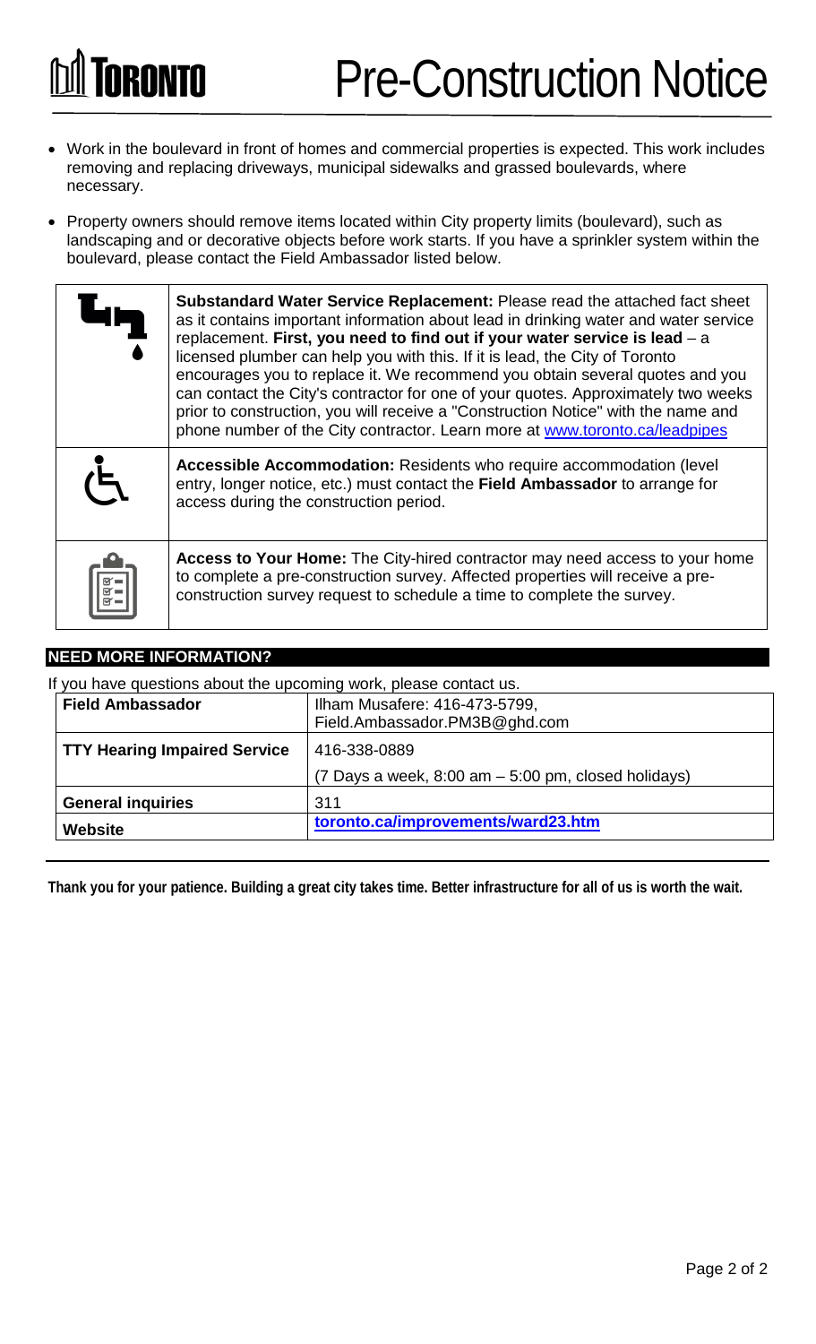# Pre-Construction Notice

- Work in the boulevard in front of homes and commercial properties is expected. This work includes removing and replacing driveways, municipal sidewalks and grassed boulevards, where necessary.
- Property owners should remove items located within City property limits (boulevard), such as landscaping and or decorative objects before work starts. If you have a sprinkler system within the boulevard, please contact the Field Ambassador listed below.

**Substandard Water Service Replacement:** Please read the attached fact sheet as it contains important information about lead in drinking water and water service replacement. **First, you need to find out if your water service is lead** – a licensed plumber can help you with this. If it is lead, the City of Toronto encourages you to replace it. We recommend you obtain several quotes and you can contact the City's contractor for one of your quotes. Approximately two weeks prior to construction, you will receive a "Construction Notice" with the name and phone number of the City contractor. Learn more at www.toronto.ca/leadpipes

**Accessible Accommodation:** Residents who require accommodation (level entry, longer notice, etc.) must contact the **Field Ambassador** to arrange for access during the construction period.

**Access to Your Home:** The City-hired contractor may need access to your home to complete a pre-construction survey. Affected properties will receive a pre-construction survey request to schedule a time to complete the survey.

## NEED MORE INFORMATION?

If you have questions about the upcoming work, please contact us.

| | |
|---|---|
| **Field Ambassador** | Ilham Musafere: 416-473-5799, Field.Ambassador.PM3B@ghd.com |
| **TTY Hearing Impaired Service** | 416-338-0889 (7 Days a week, 8:00 am – 5:00 pm, closed holidays) |
| **General inquiries** | 311 |
| **Website** | **toronto.ca/improvements/ward23.htm** |

**Thank you for your patience. Building a great city takes time. Better infrastructure for all of us is worth the wait.**